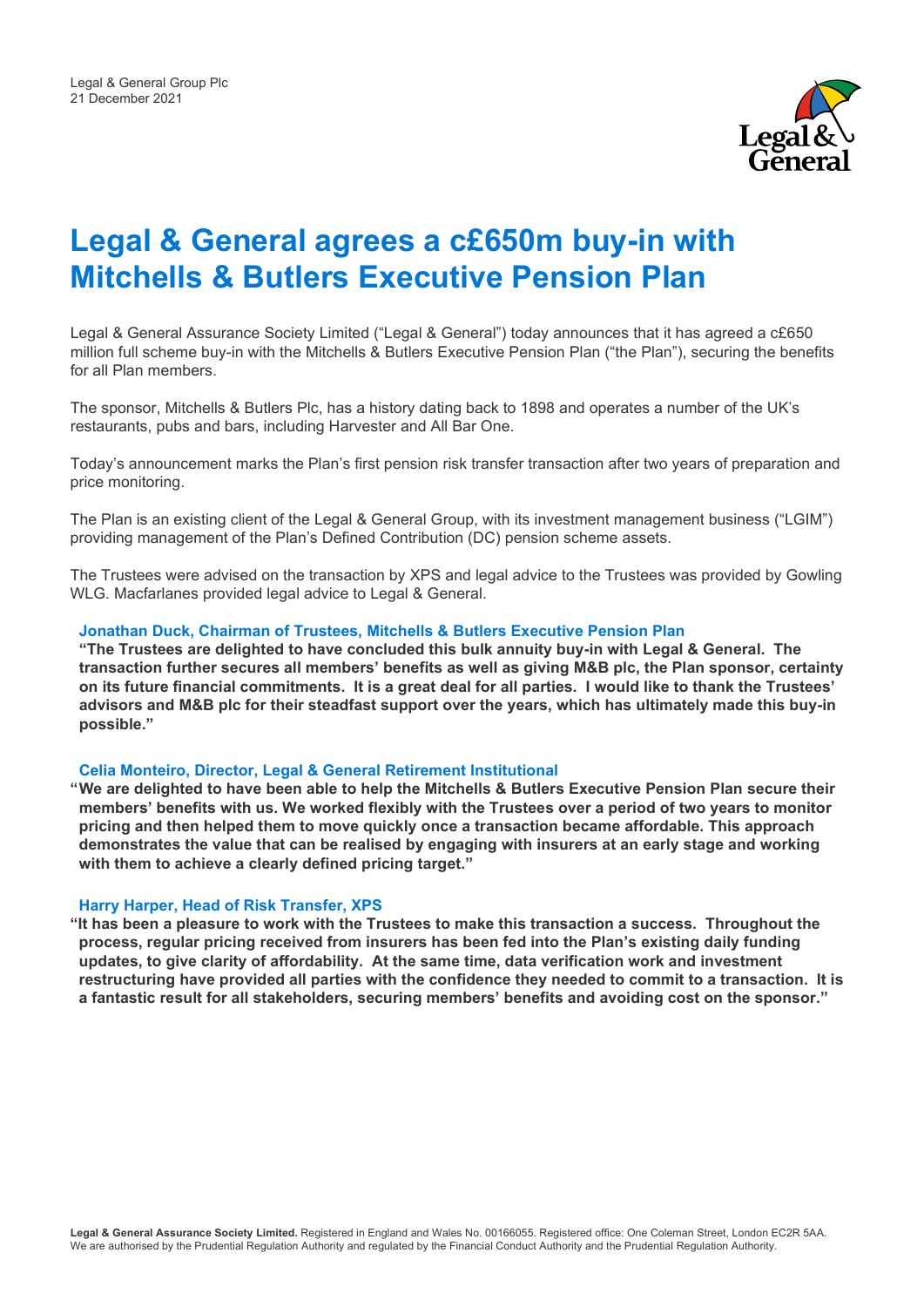Legal & General Group Plc
21 December 2021

# Legal & General agrees a c£650m buy-in with Mitchells & Butlers Executive Pension Plan

Legal & General Assurance Society Limited ("Legal & General") today announces that it has agreed a c£650 million full scheme buy-in with the Mitchells & Butlers Executive Pension Plan ("the Plan"), securing the benefits for all Plan members.

The sponsor, Mitchells & Butlers Plc, has a history dating back to 1898 and operates a number of the UK's restaurants, pubs and bars, including Harvester and All Bar One.

Today's announcement marks the Plan's first pension risk transfer transaction after two years of preparation and price monitoring.

The Plan is an existing client of the Legal & General Group, with its investment management business ("LGIM") providing management of the Plan's Defined Contribution (DC) pension scheme assets.

The Trustees were advised on the transaction by XPS and legal advice to the Trustees was provided by Gowling WLG. Macfarlanes provided legal advice to Legal & General.

### Jonathan Duck, Chairman of Trustees, Mitchells & Butlers Executive Pension Plan

**"The Trustees are delighted to have concluded this bulk annuity buy-in with Legal & General. The transaction further secures all members' benefits as well as giving M&B plc, the Plan sponsor, certainty on its future financial commitments. It is a great deal for all parties. I would like to thank the Trustees' advisors and M&B plc for their steadfast support over the years, which has ultimately made this buy-in possible."**

### Celia Monteiro, Director, Legal & General Retirement Institutional

**"We are delighted to have been able to help the Mitchells & Butlers Executive Pension Plan secure their members' benefits with us. We worked flexibly with the Trustees over a period of two years to monitor pricing and then helped them to move quickly once a transaction became affordable. This approach demonstrates the value that can be realised by engaging with insurers at an early stage and working with them to achieve a clearly defined pricing target."**

### Harry Harper, Head of Risk Transfer, XPS

**"It has been a pleasure to work with the Trustees to make this transaction a success. Throughout the process, regular pricing received from insurers has been fed into the Plan's existing daily funding updates, to give clarity of affordability. At the same time, data verification work and investment restructuring have provided all parties with the confidence they needed to commit to a transaction. It is a fantastic result for all stakeholders, securing members' benefits and avoiding cost on the sponsor."**

**Legal & General Assurance Society Limited.** Registered in England and Wales No. 00166055. Registered office: One Coleman Street, London EC2R 5AA. We are authorised by the Prudential Regulation Authority and regulated by the Financial Conduct Authority and the Prudential Regulation Authority.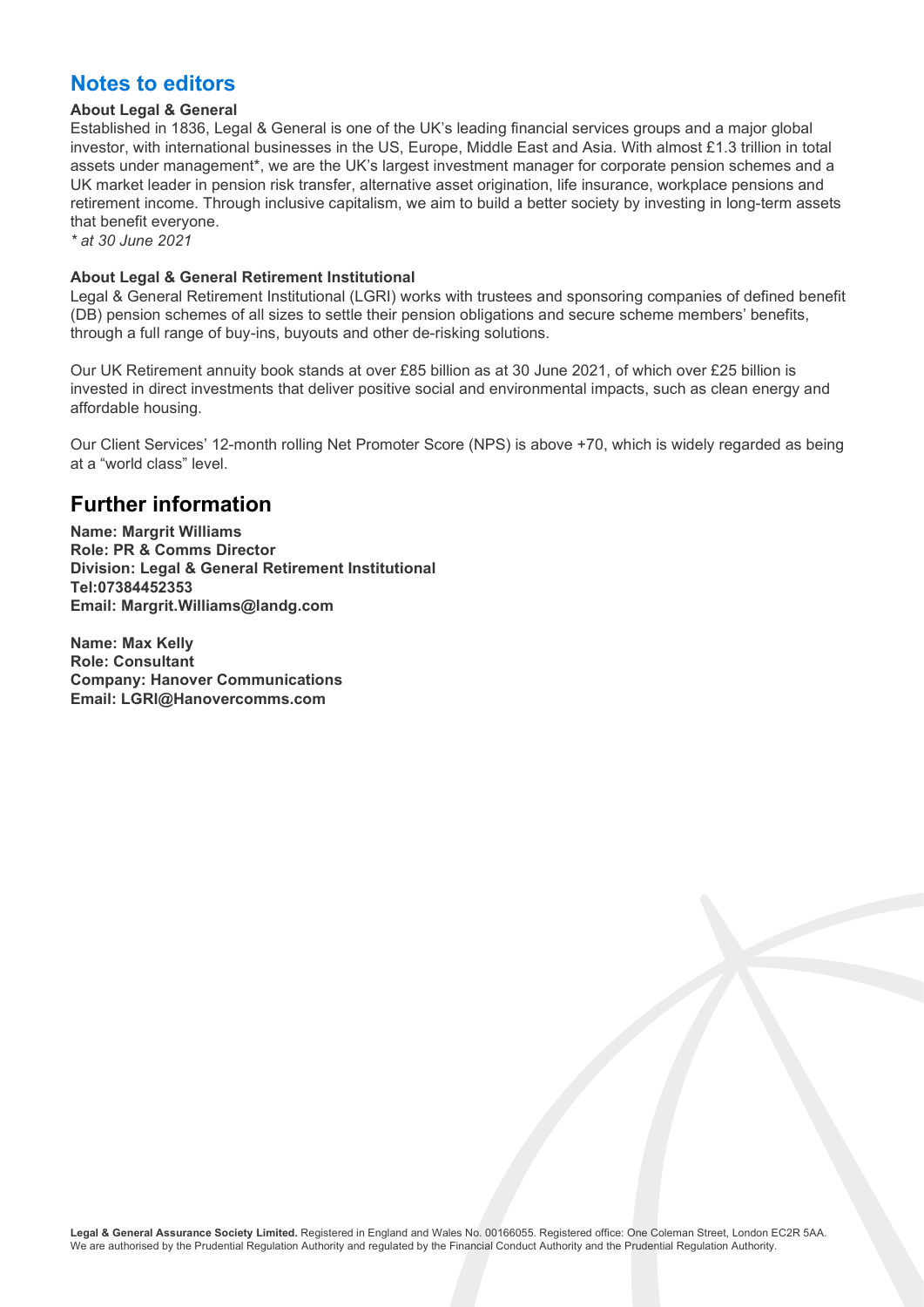## Notes to editors

**About Legal & General**

Established in 1836, Legal & General is one of the UK's leading financial services groups and a major global investor, with international businesses in the US, Europe, Middle East and Asia. With almost £1.3 trillion in total assets under management*, we are the UK's largest investment manager for corporate pension schemes and a UK market leader in pension risk transfer, alternative asset origination, life insurance, workplace pensions and retirement income. Through inclusive capitalism, we aim to build a better society by investing in long-term assets that benefit everyone.

*\* at 30 June 2021*

**About Legal & General Retirement Institutional**

Legal & General Retirement Institutional (LGRI) works with trustees and sponsoring companies of defined benefit (DB) pension schemes of all sizes to settle their pension obligations and secure scheme members' benefits, through a full range of buy-ins, buyouts and other de-risking solutions.

Our UK Retirement annuity book stands at over £85 billion as at 30 June 2021, of which over £25 billion is invested in direct investments that deliver positive social and environmental impacts, such as clean energy and affordable housing.

Our Client Services' 12-month rolling Net Promoter Score (NPS) is above +70, which is widely regarded as being at a "world class" level.

## Further information

**Name: Margrit Williams**
**Role: PR & Comms Director**
**Division: Legal & General Retirement Institutional**
**Tel:07384452353**
**Email: Margrit.Williams@landg.com**

**Name: Max Kelly**
**Role: Consultant**
**Company: Hanover Communications**
**Email: LGRI@Hanovercomms.com**

**Legal & General Assurance Society Limited.** Registered in England and Wales No. 00166055. Registered office: One Coleman Street, London EC2R 5AA. We are authorised by the Prudential Regulation Authority and regulated by the Financial Conduct Authority and the Prudential Regulation Authority.